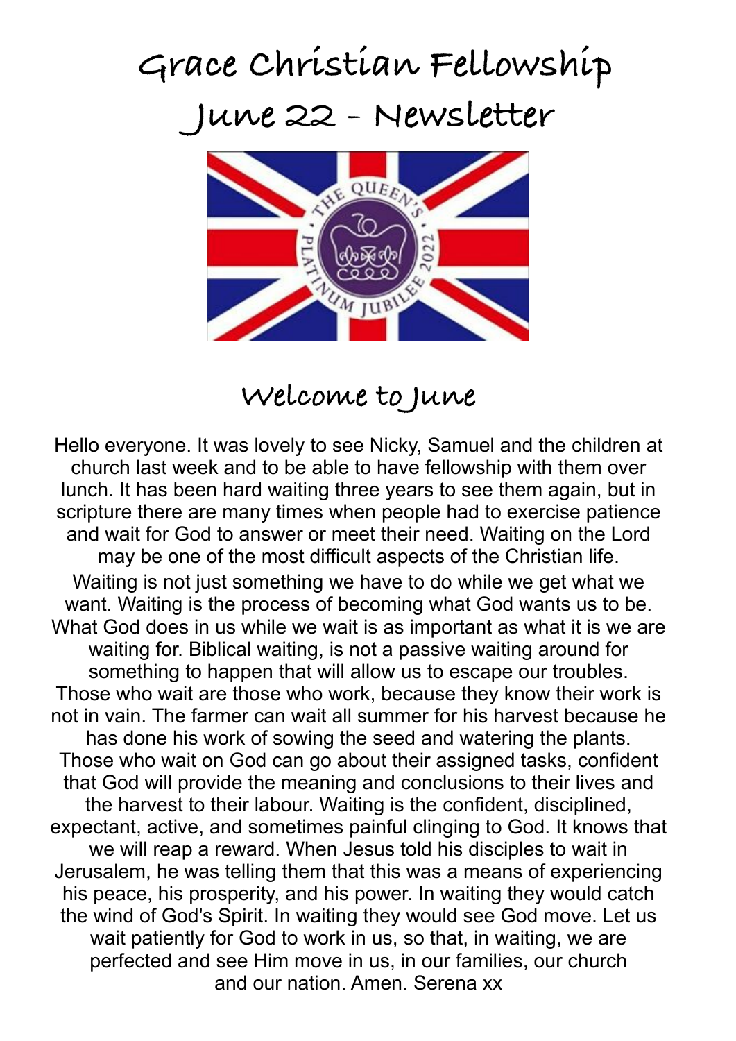# Grace Christian Fellowship

# June 22 - Newsletter

## Welcome to June

Hello everyone. It was lovely to see Nicky, Samuel and the children at church last week and to be able to have fellowship with them over lunch. It has been hard waiting three years to see them again, but in scripture there are many times when people had to exercise patience and wait for God to answer or meet their need. Waiting on the Lord may be one of the most difficult aspects of the Christian life.

Waiting is not just something we have to do while we get what we want. Waiting is the process of becoming what God wants us to be. What God does in us while we wait is as important as what it is we are waiting for. Biblical waiting, is not a passive waiting around for something to happen that will allow us to escape our troubles. Those who wait are those who work, because they know their work is not in vain. The farmer can wait all summer for his harvest because he has done his work of sowing the seed and watering the plants. Those who wait on God can go about their assigned tasks, confident that God will provide the meaning and conclusions to their lives and the harvest to their labour. Waiting is the confident, disciplined, expectant, active, and sometimes painful clinging to God. It knows that we will reap a reward. When Jesus told his disciples to wait in Jerusalem, he was telling them that this was a means of experiencing his peace, his prosperity, and his power. In waiting they would catch the wind of God's Spirit. In waiting they would see God move. Let us wait patiently for God to work in us, so that, in waiting, we are perfected and see Him move in us, in our families, our church and our nation. Amen. Serena xx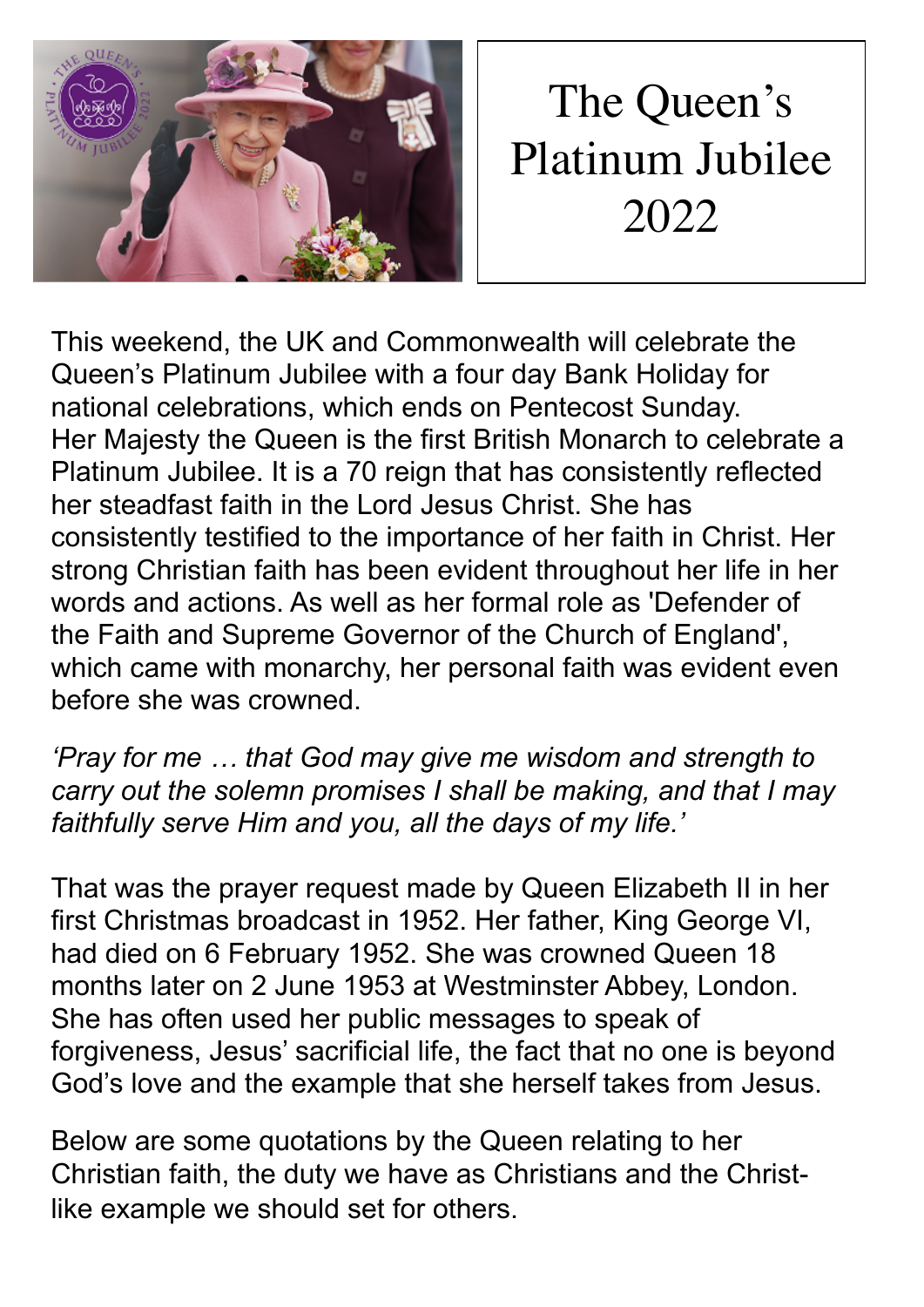# The Queen's Platinum Jubilee 2022

This weekend, the UK and Commonwealth will celebrate the Queen's Platinum Jubilee with a four day Bank Holiday for national celebrations, which ends on Pentecost Sunday. Her Majesty the Queen is the first British Monarch to celebrate a Platinum Jubilee. It is a 70 reign that has consistently reflected her steadfast faith in the Lord Jesus Christ. She has consistently testified to the importance of her faith in Christ. Her strong Christian faith has been evident throughout her life in her words and actions. As well as her formal role as 'Defender of the Faith and Supreme Governor of the Church of England', which came with monarchy, her personal faith was evident even before she was crowned.

*'Pray for me … that God may give me wisdom and strength to carry out the solemn promises I shall be making, and that I may faithfully serve Him and you, all the days of my life.'*

That was the prayer request made by Queen Elizabeth II in her first Christmas broadcast in 1952. Her father, King George VI, had died on 6 February 1952. She was crowned Queen 18 months later on 2 June 1953 at Westminster Abbey, London. She has often used her public messages to speak of forgiveness, Jesus' sacrificial life, the fact that no one is beyond God's love and the example that she herself takes from Jesus.

Below are some quotations by the Queen relating to her Christian faith, the duty we have as Christians and the Christ-like example we should set for others.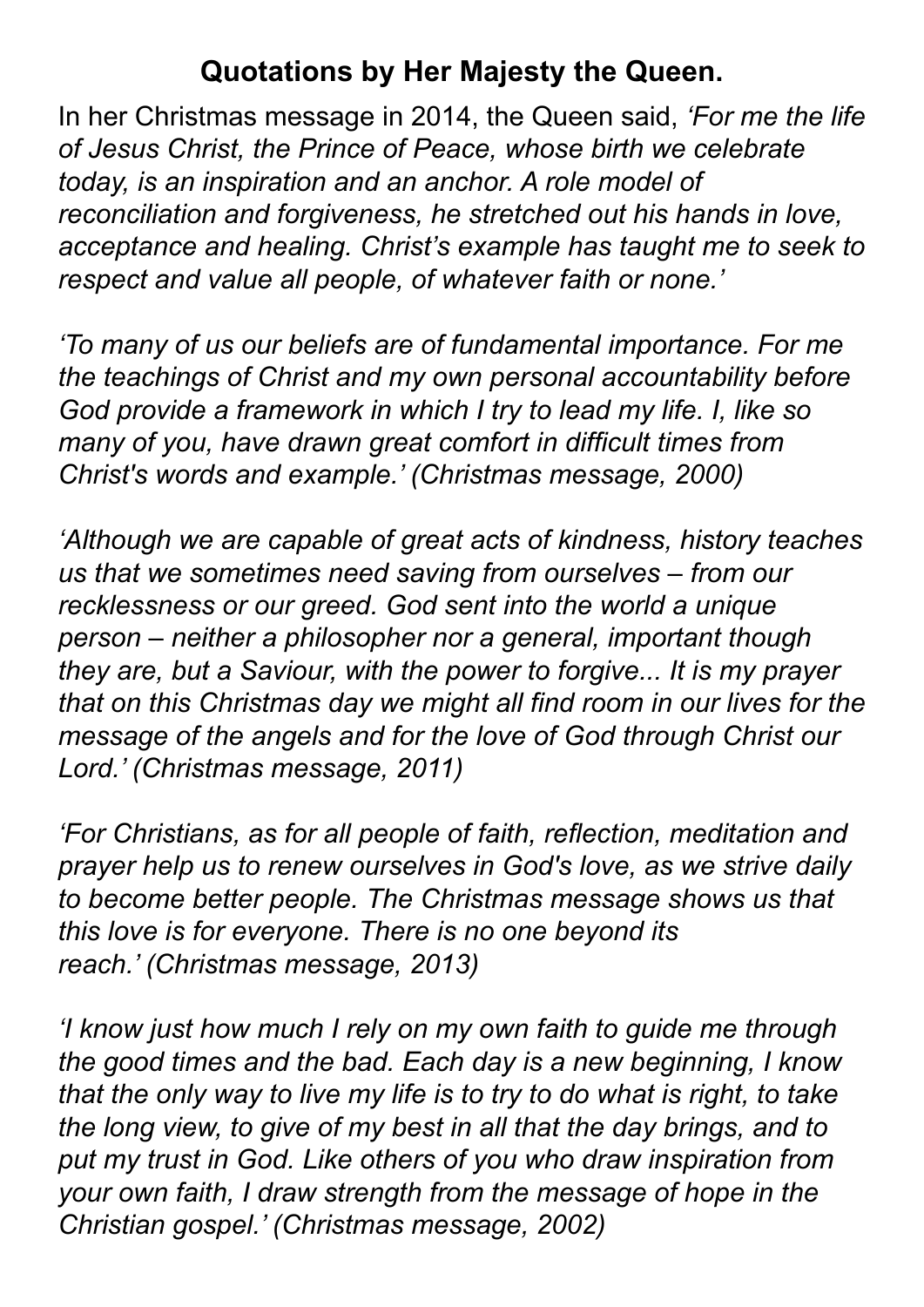## **Quotations by Her Majesty the Queen.**

In her Christmas message in 2014, the Queen said, *'For me the life of Jesus Christ, the Prince of Peace, whose birth we celebrate today, is an inspiration and an anchor. A role model of reconciliation and forgiveness, he stretched out his hands in love, acceptance and healing. Christ's example has taught me to seek to respect and value all people, of whatever faith or none.'*

*'To many of us our beliefs are of fundamental importance. For me the teachings of Christ and my own personal accountability before God provide a framework in which I try to lead my life. I, like so many of you, have drawn great comfort in difficult times from Christ's words and example.' (Christmas message, 2000)*

*'Although we are capable of great acts of kindness, history teaches us that we sometimes need saving from ourselves – from our recklessness or our greed. God sent into the world a unique person – neither a philosopher nor a general, important though they are, but a Saviour, with the power to forgive... It is my prayer that on this Christmas day we might all find room in our lives for the message of the angels and for the love of God through Christ our Lord.' (Christmas message, 2011)*

*'For Christians, as for all people of faith, reflection, meditation and prayer help us to renew ourselves in God's love, as we strive daily to become better people. The Christmas message shows us that this love is for everyone. There is no one beyond its reach.' (Christmas message, 2013)*

*'I know just how much I rely on my own faith to guide me through the good times and the bad. Each day is a new beginning, I know that the only way to live my life is to try to do what is right, to take the long view, to give of my best in all that the day brings, and to put my trust in God. Like others of you who draw inspiration from your own faith, I draw strength from the message of hope in the Christian gospel.' (Christmas message, 2002)*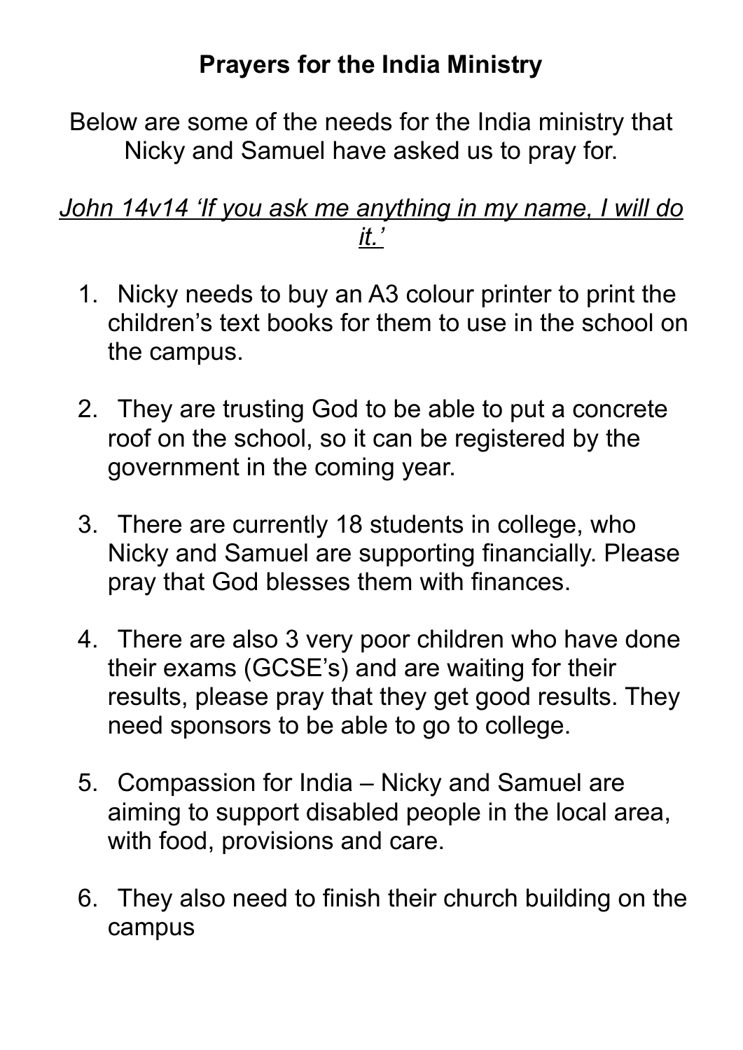# **Prayers for the India Ministry**

Below are some of the needs for the India ministry that Nicky and Samuel have asked us to pray for.

*John 14v14 'If you ask me anything in my name, I will do it.'*

1. Nicky needs to buy an A3 colour printer to print the children's text books for them to use in the school on the campus.

2. They are trusting God to be able to put a concrete roof on the school, so it can be registered by the government in the coming year.

3. There are currently 18 students in college, who Nicky and Samuel are supporting financially. Please pray that God blesses them with finances.

4. There are also 3 very poor children who have done their exams (GCSE's) and are waiting for their results, please pray that they get good results. They need sponsors to be able to go to college.

5. Compassion for India – Nicky and Samuel are aiming to support disabled people in the local area, with food, provisions and care.

6. They also need to finish their church building on the campus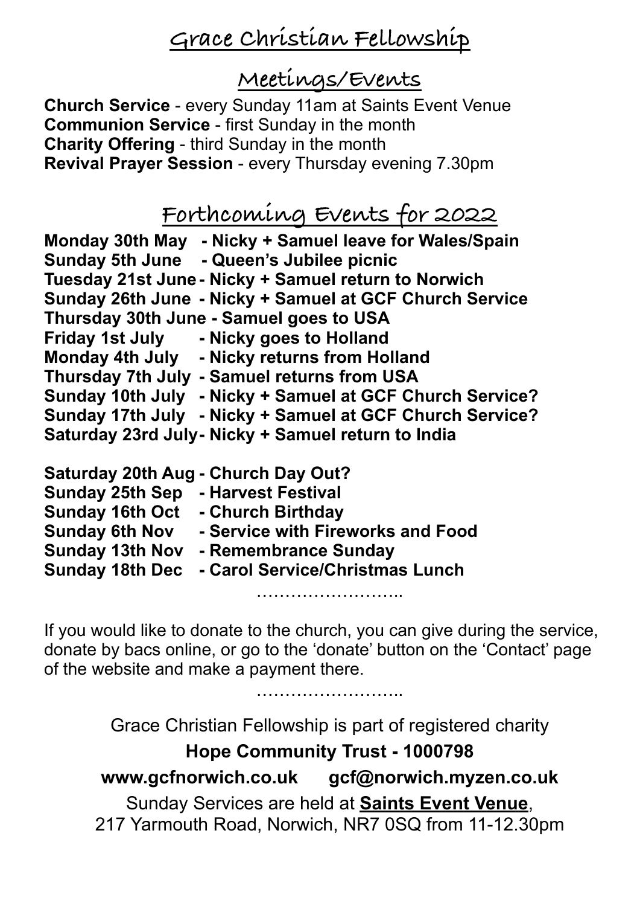# Grace Christian Fellowship

## Meetings/Events

**Church Service** - every Sunday 11am at Saints Event Venue
**Communion Service** - first Sunday in the month
**Charity Offering** - third Sunday in the month
**Revival Prayer Session** - every Thursday evening 7.30pm

## Forthcoming Events for 2022

**Monday 30th May - Nicky + Samuel leave for Wales/Spain**
**Sunday 5th June - Queen's Jubilee picnic**
**Tuesday 21st June - Nicky + Samuel return to Norwich**
**Sunday 26th June - Nicky + Samuel at GCF Church Service**
**Thursday 30th June - Samuel goes to USA**
**Friday 1st July - Nicky goes to Holland**
**Monday 4th July - Nicky returns from Holland**
**Thursday 7th July - Samuel returns from USA**
**Sunday 10th July - Nicky + Samuel at GCF Church Service?**
**Sunday 17th July - Nicky + Samuel at GCF Church Service?**
**Saturday 23rd July - Nicky + Samuel return to India**

**Saturday 20th Aug - Church Day Out?**
**Sunday 25th Sep - Harvest Festival**
**Sunday 16th Oct - Church Birthday**
**Sunday 6th Nov - Service with Fireworks and Food**
**Sunday 13th Nov - Remembrance Sunday**
**Sunday 18th Dec - Carol Service/Christmas Lunch**

……………………..

If you would like to donate to the church, you can give during the service, donate by bacs online, or go to the 'donate' button on the 'Contact' page of the website and make a payment there.

……………………..

Grace Christian Fellowship is part of registered charity

**Hope Community Trust - 1000798**

**www.gcfnorwich.co.uk gcf@norwich.myzen.co.uk**

Sunday Services are held at **Saints Event Venue**,
217 Yarmouth Road, Norwich, NR7 0SQ from 11-12.30pm